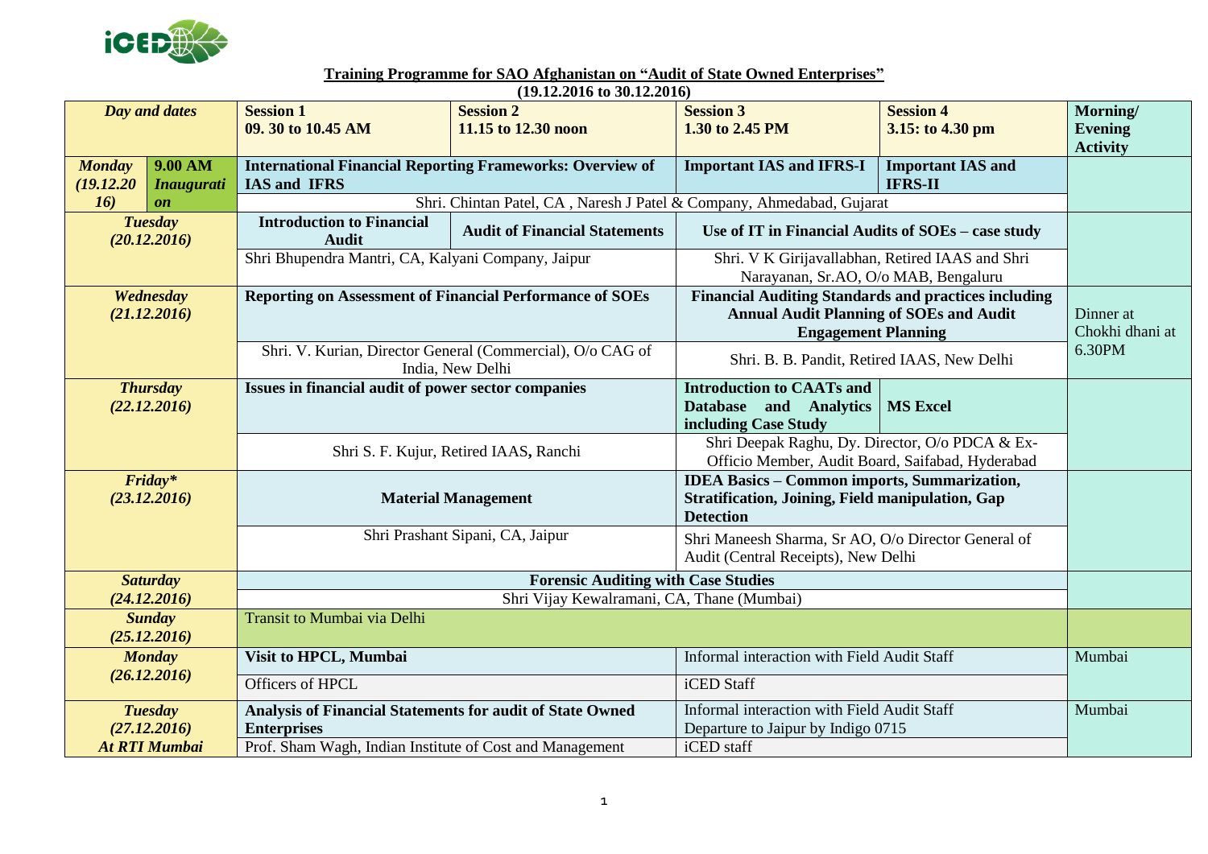**Training Programme for SAO Afghanistan on "Audit of State Owned Enterprises"**

**(19.12.2016 to 30.12.2016)**

| Day and dates | | Session 1<br>09. 30 to 10.45 AM | Session 2<br>11.15 to 12.30 noon | Session 3<br>1.30 to 2.45 PM | Session 4<br>3.15: to 4.30 pm | Morning/ Evening Activity |
|---|---|---|---|---|---|---|
| *Monday (19.12.2016)* | *9.00 AM Inauguration* | **International Financial Reporting Frameworks: Overview of IAS and IFRS** | | **Important IAS and IFRS-I** | **Important IAS and IFRS-II** | |
| | | Shri. Chintan Patel, CA , Naresh J Patel & Company, Ahmedabad, Gujarat | | | | |
| *Tuesday (20.12.2016)* | | **Introduction to Financial Audit** | **Audit of Financial Statements** | **Use of IT in Financial Audits of SOEs – case study** | | |
| | | Shri Bhupendra Mantri, CA, Kalyani Company, Jaipur | | Shri. V K Girijavallabhan, Retired IAAS and Shri Narayanan, Sr.AO, O/o MAB, Bengaluru | | |
| *Wednesday (21.12.2016)* | | **Reporting on Assessment of Financial Performance of SOEs** | | **Financial Auditing Standards and practices including Annual Audit Planning of SOEs and Audit Engagement Planning** | | Dinner at Chokhi dhani at 6.30PM |
| | | Shri. V. Kurian, Director General (Commercial), O/o CAG of India, New Delhi | | Shri. B. B. Pandit, Retired IAAS, New Delhi | | |
| *Thursday (22.12.2016)* | | **Issues in financial audit of power sector companies** | | **Introduction to CAATs and Database and Analytics including Case Study** | **MS Excel** | |
| | | Shri S. F. Kujur, Retired IAAS, Ranchi | | Shri Deepak Raghu, Dy. Director, O/o PDCA & Ex-Officio Member, Audit Board, Saifabad, Hyderabad | | |
| *Friday\* (23.12.2016)* | | **Material Management** | | **IDEA Basics – Common imports, Summarization, Stratification, Joining, Field manipulation, Gap Detection** | | |
| | | Shri Prashant Sipani, CA, Jaipur | | Shri Maneesh Sharma, Sr AO, O/o Director General of Audit (Central Receipts), New Delhi | | |
| *Saturday (24.12.2016)* | | **Forensic Auditing with Case Studies** | | | | |
| | | Shri Vijay Kewalramani, CA, Thane (Mumbai) | | | | |
| *Sunday (25.12.2016)* | | Transit to Mumbai via Delhi | | | | |
| *Monday (26.12.2016)* | | **Visit to HPCL, Mumbai** | | Informal interaction with Field Audit Staff | | Mumbai |
| | | Officers of HPCL | | iCED Staff | | |
| *Tuesday (27.12.2016) At RTI Mumbai* | | **Analysis of Financial Statements for audit of State Owned Enterprises** | | Informal interaction with Field Audit Staff<br>Departure to Jaipur by Indigo 0715 | | Mumbai |
| | | Prof. Sham Wagh, Indian Institute of Cost and Management | | iCED staff | | |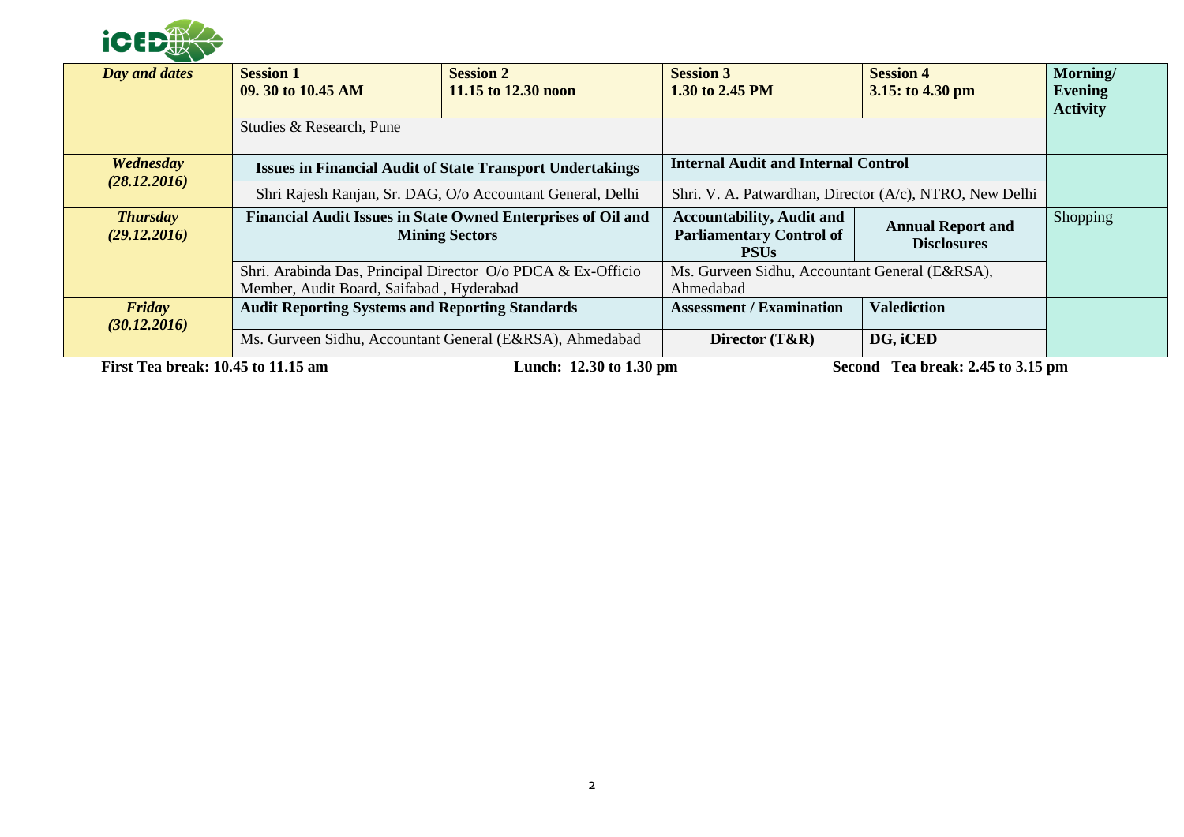| *Day and dates* | **Session 1** **09. 30 to 10.45 AM** | **Session 2** **11.15 to 12.30 noon** | **Session 3** **1.30 to 2.45 PM** | **Session 4** **3.15: to 4.30 pm** | **Morning/ Evening Activity** |
|---|---|---|---|---|---|
| | Studies & Research, Pune | | | | |
| ***Wednesday (28.12.2016)*** | **Issues in Financial Audit of State Transport Undertakings** | | **Internal Audit and Internal Control** | | |
| | Shri Rajesh Ranjan, Sr. DAG, O/o Accountant General, Delhi | | Shri. V. A. Patwardhan, Director (A/c), NTRO, New Delhi | | |
| ***Thursday (29.12.2016)*** | **Financial Audit Issues in State Owned Enterprises of Oil and Mining Sectors** | | **Accountability, Audit and Parliamentary Control of PSUs** | **Annual Report and Disclosures** | Shopping |
| | Shri. Arabinda Das, Principal Director O/o PDCA & Ex-Officio Member, Audit Board, Saifabad , Hyderabad | | Ms. Gurveen Sidhu, Accountant General (E&RSA), Ahmedabad | | |
| ***Friday (30.12.2016)*** | **Audit Reporting Systems and Reporting Standards** | | **Assessment / Examination** | **Valediction** | |
| | Ms. Gurveen Sidhu, Accountant General (E&RSA), Ahmedabad | | **Director (T&R)** | **DG, iCED** | |

**First Tea break: 10.45 to 11.15 am** **Lunch: 12.30 to 1.30 pm** **Second Tea break: 2.45 to 3.15 pm**